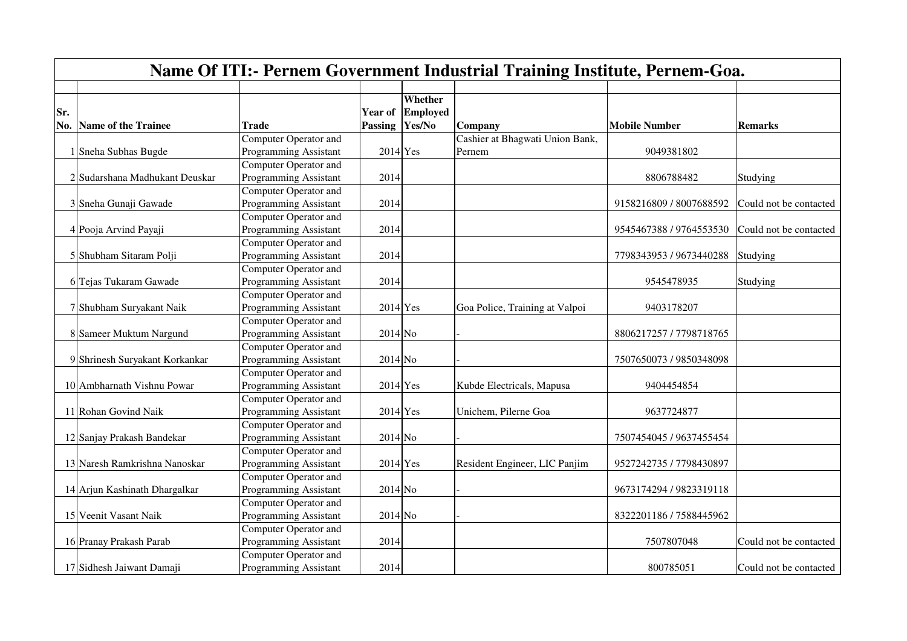# Name Of ITI:- Pernem Government Industrial Training Institute, Pernem-Goa.

| Sr. No. | Name of the Trainee | Trade | Year of Passing | Whether Employed Yes/No | Company | Mobile Number | Remarks |
|---|---|---|---|---|---|---|---|
| 1 | Sneha Subhas Bugde | Computer Operator and Programming Assistant | 2014 | Yes | Cashier at Bhagwati Union Bank, Pernem | 9049381802 | |
| 2 | Sudarshana Madhukant Deuskar | Computer Operator and Programming Assistant | 2014 | | | 8806788482 | Studying |
| 3 | Sneha Gunaji Gawade | Computer Operator and Programming Assistant | 2014 | | | 9158216809 / 8007688592 | Could not be contacted |
| 4 | Pooja Arvind Payaji | Computer Operator and Programming Assistant | 2014 | | | 9545467388 / 9764553530 | Could not be contacted |
| 5 | Shubham Sitaram Polji | Computer Operator and Programming Assistant | 2014 | | | 7798343953 / 9673440288 | Studying |
| 6 | Tejas Tukaram Gawade | Computer Operator and Programming Assistant | 2014 | | | 9545478935 | Studying |
| 7 | Shubham Suryakant Naik | Computer Operator and Programming Assistant | 2014 | Yes | Goa Police, Training at Valpoi | 9403178207 | |
| 8 | Sameer Muktum Nargund | Computer Operator and Programming Assistant | 2014 | No | - | 8806217257 / 7798718765 | |
| 9 | Shrinesh Suryakant Korkankar | Computer Operator and Programming Assistant | 2014 | No | - | 7507650073 / 9850348098 | |
| 10 | Ambharnath Vishnu Powar | Computer Operator and Programming Assistant | 2014 | Yes | Kubde Electricals, Mapusa | 9404454854 | |
| 11 | Rohan Govind Naik | Computer Operator and Programming Assistant | 2014 | Yes | Unichem, Pilerne Goa | 9637724877 | |
| 12 | Sanjay Prakash Bandekar | Computer Operator and Programming Assistant | 2014 | No | - | 7507454045 / 9637455454 | |
| 13 | Naresh Ramkrishna Nanoskar | Computer Operator and Programming Assistant | 2014 | Yes | Resident Engineer, LIC Panjim | 9527242735 / 7798430897 | |
| 14 | Arjun Kashinath Dhargalkar | Computer Operator and Programming Assistant | 2014 | No | - | 9673174294 / 9823319118 | |
| 15 | Veenit Vasant Naik | Computer Operator and Programming Assistant | 2014 | No | - | 8322201186 / 7588445962 | |
| 16 | Pranay Prakash Parab | Computer Operator and Programming Assistant | 2014 | | | 7507807048 | Could not be contacted |
| 17 | Sidhesh Jaiwant Damaji | Computer Operator and Programming Assistant | 2014 | | | 800785051 | Could not be contacted |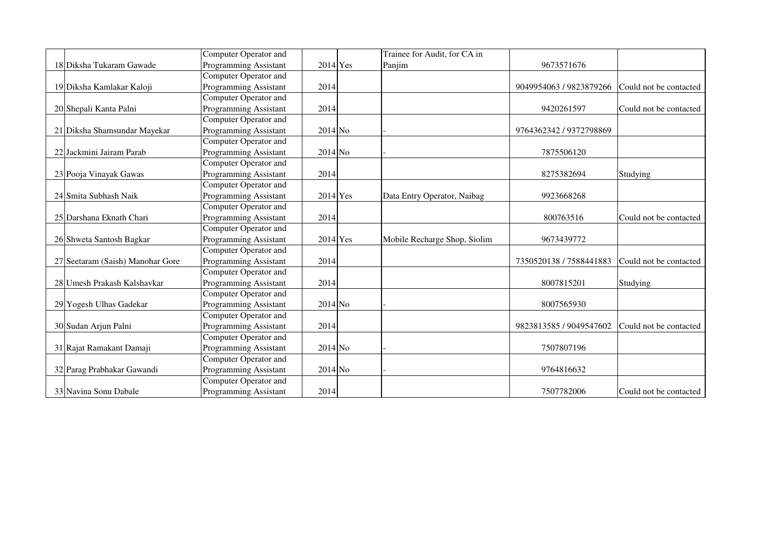| | | | | | | | |
|---|---|---|---|---|---|---|---|
| 18 | Diksha Tukaram Gawade | Computer Operator and Programming Assistant | 2014 | Yes | Trainee for Audit, for CA in Panjim | 9673571676 | |
| 19 | Diksha Kamlakar Kaloji | Computer Operator and Programming Assistant | 2014 | | | 9049954063 / 9823879266 | Could not be contacted |
| 20 | Shepali Kanta Palni | Computer Operator and Programming Assistant | 2014 | | | 9420261597 | Could not be contacted |
| 21 | Diksha Shamsundar Mayekar | Computer Operator and Programming Assistant | 2014 | No | - | 9764362342 / 9372798869 | |
| 22 | Jackmini Jairam Parab | Computer Operator and Programming Assistant | 2014 | No | - | 7875506120 | |
| 23 | Pooja Vinayak Gawas | Computer Operator and Programming Assistant | 2014 | | | 8275382694 | Studying |
| 24 | Smita Subhash Naik | Computer Operator and Programming Assistant | 2014 | Yes | Data Entry Operator, Naibag | 9923668268 | |
| 25 | Darshana Eknath Chari | Computer Operator and Programming Assistant | 2014 | | | 800763516 | Could not be contacted |
| 26 | Shweta Santosh Bagkar | Computer Operator and Programming Assistant | 2014 | Yes | Mobile Recharge Shop, Siolim | 9673439772 | |
| 27 | Seetaram (Saish) Manohar Gore | Computer Operator and Programming Assistant | 2014 | | | 7350520138 / 7588441883 | Could not be contacted |
| 28 | Umesh Prakash Kalshavkar | Computer Operator and Programming Assistant | 2014 | | | 8007815201 | Studying |
| 29 | Yogesh Ulhas Gadekar | Computer Operator and Programming Assistant | 2014 | No | - | 8007565930 | |
| 30 | Sudan Arjun Palni | Computer Operator and Programming Assistant | 2014 | | | 9823813585 / 9049547602 | Could not be contacted |
| 31 | Rajat Ramakant Damaji | Computer Operator and Programming Assistant | 2014 | No | - | 7507807196 | |
| 32 | Parag Prabhakar Gawandi | Computer Operator and Programming Assistant | 2014 | No | - | 9764816632 | |
| 33 | Navina Sonu Dabale | Computer Operator and Programming Assistant | 2014 | | | 7507782006 | Could not be contacted |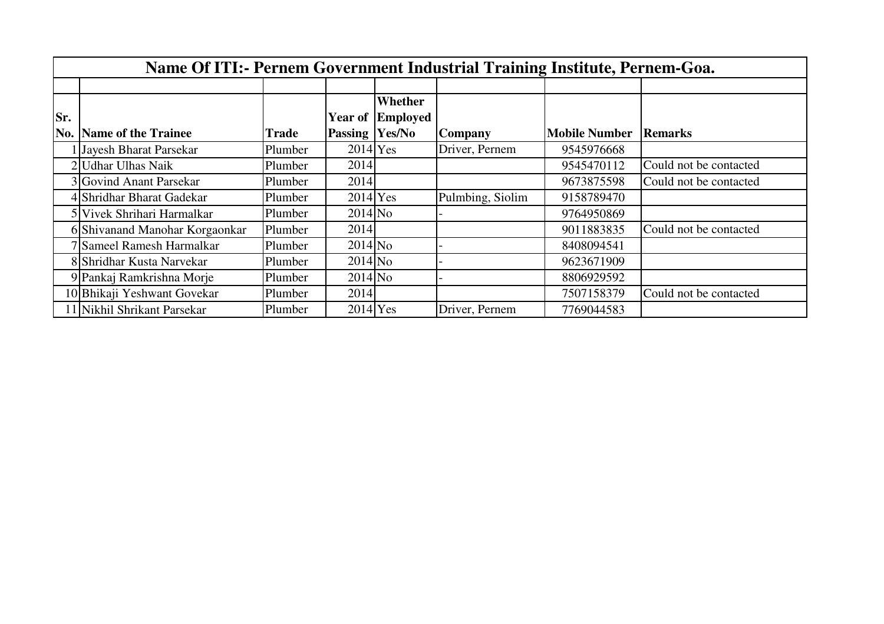## Name Of ITI:- Pernem Government Industrial Training Institute, Pernem-Goa.

| Sr. No. | Name of the Trainee | Trade | Year of Passing | Whether Employed Yes/No | Company | Mobile Number | Remarks |
|---|---|---|---|---|---|---|---|
| 1 | Jayesh Bharat Parsekar | Plumber | 2014 | Yes | Driver, Pernem | 9545976668 | |
| 2 | Udhar Ulhas Naik | Plumber | 2014 | | | 9545470112 | Could not be contacted |
| 3 | Govind Anant Parsekar | Plumber | 2014 | | | 9673875598 | Could not be contacted |
| 4 | Shridhar Bharat Gadekar | Plumber | 2014 | Yes | Pulmbing, Siolim | 9158789470 | |
| 5 | Vivek Shrihari Harmalkar | Plumber | 2014 | No | - | 9764950869 | |
| 6 | Shivanand Manohar Korgaonkar | Plumber | 2014 | | | 9011883835 | Could not be contacted |
| 7 | Sameel Ramesh Harmalkar | Plumber | 2014 | No | - | 8408094541 | |
| 8 | Shridhar Kusta Narvekar | Plumber | 2014 | No | - | 9623671909 | |
| 9 | Pankaj Ramkrishna Morje | Plumber | 2014 | No | - | 8806929592 | |
| 10 | Bhikaji Yeshwant Govekar | Plumber | 2014 | | | 7507158379 | Could not be contacted |
| 11 | Nikhil Shrikant Parsekar | Plumber | 2014 | Yes | Driver, Pernem | 7769044583 | |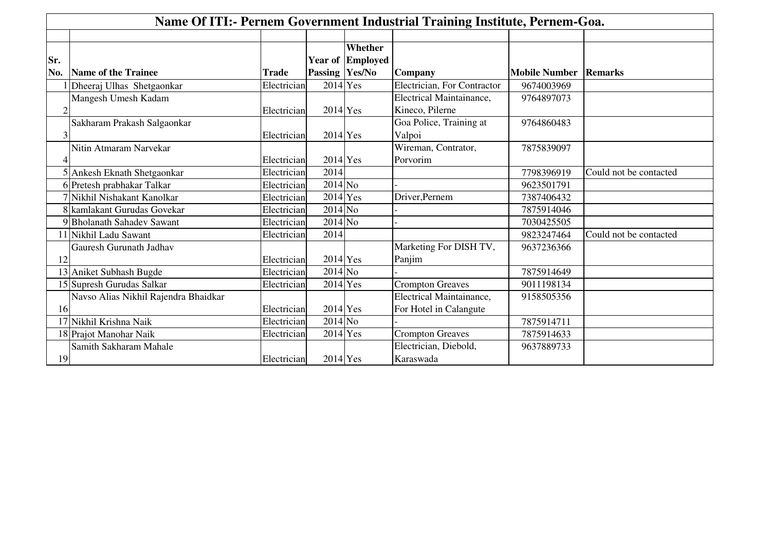# Name Of ITI:- Pernem Government Industrial Training Institute, Pernem-Goa.

| Sr. No. | Name of the Trainee | Trade | Year of Passing | Whether Employed Yes/No | Company | Mobile Number | Remarks |
|---|---|---|---|---|---|---|---|
| 1 | Dheeraj Ulhas Shetgaonkar | Electrician | 2014 | Yes | Electrician, For Contractor | 9674003969 | |
| 2 | Mangesh Umesh Kadam | Electrician | 2014 | Yes | Electrical Maintainance, Kineco, Pilerne | 9764897073 | |
| 3 | Sakharam Prakash Salgaonkar | Electrician | 2014 | Yes | Goa Police, Training at Valpoi | 9764860483 | |
| 4 | Nitin Atmaram Narvekar | Electrician | 2014 | Yes | Wireman, Contrator, Porvorim | 7875839097 | |
| 5 | Ankesh Eknath Shetgaonkar | Electrician | 2014 | | | 7798396919 | Could not be contacted |
| 6 | Pretesh prabhakar Talkar | Electrician | 2014 | No | - | 9623501791 | |
| 7 | Nikhil Nishakant Kanolkar | Electrician | 2014 | Yes | Driver,Pernem | 7387406432 | |
| 8 | kamlakant Gurudas Govekar | Electrician | 2014 | No | - | 7875914046 | |
| 9 | Bholanath Sahadev Sawant | Electrician | 2014 | No | - | 7030425505 | |
| 11 | Nikhil Ladu Sawant | Electrician | 2014 | | | 9823247464 | Could not be contacted |
| 12 | Gauresh Gurunath Jadhav | Electrician | 2014 | Yes | Marketing For DISH TV, Panjim | 9637236366 | |
| 13 | Aniket Subhash Bugde | Electrician | 2014 | No | - | 7875914649 | |
| 15 | Supresh Gurudas Salkar | Electrician | 2014 | Yes | Crompton Greaves | 9011198134 | |
| 16 | Navso Alias Nikhil Rajendra Bhaidkar | Electrician | 2014 | Yes | Electrical Maintainance, For Hotel in Calangute | 9158505356 | |
| 17 | Nikhil Krishna Naik | Electrician | 2014 | No | - | 7875914711 | |
| 18 | Prajot Manohar Naik | Electrician | 2014 | Yes | Crompton Greaves | 7875914633 | |
| 19 | Samith Sakharam Mahale | Electrician | 2014 | Yes | Electrician, Diebold, Karaswada | 9637889733 | |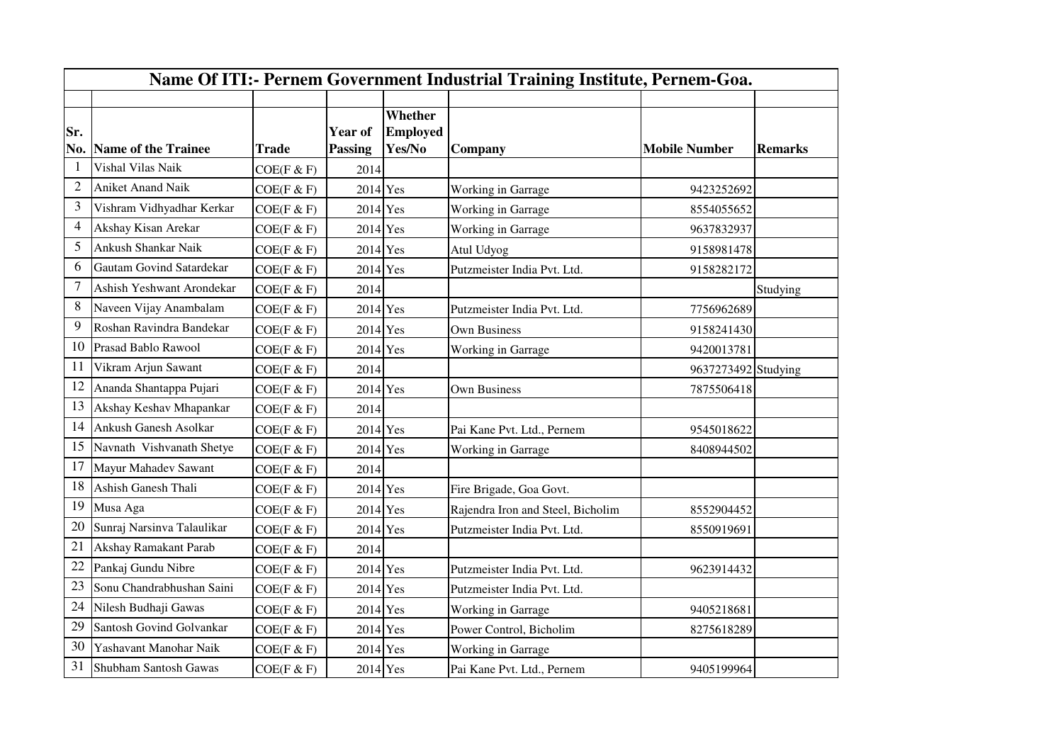| Name Of ITI:- Pernem Government Industrial Training Institute, Pernem-Goa. | | | | | | | |
|---|---|---|---|---|---|---|---|
| **Sr. No.** | **Name of the Trainee** | **Trade** | **Year of Passing** | **Whether Employed Yes/No** | **Company** | **Mobile Number** | **Remarks** |
| 1 | Vishal Vilas Naik | COE(F & F) | 2014 | | | | |
| 2 | Aniket Anand Naik | COE(F & F) | 2014 | Yes | Working in Garrage | 9423252692 | |
| 3 | Vishram Vidhyadhar Kerkar | COE(F & F) | 2014 | Yes | Working in Garrage | 8554055652 | |
| 4 | Akshay Kisan Arekar | COE(F & F) | 2014 | Yes | Working in Garrage | 9637832937 | |
| 5 | Ankush Shankar Naik | COE(F & F) | 2014 | Yes | Atul Udyog | 9158981478 | |
| 6 | Gautam Govind Satardekar | COE(F & F) | 2014 | Yes | Putzmeister India Pvt. Ltd. | 9158282172 | |
| 7 | Ashish Yeshwant Arondekar | COE(F & F) | 2014 | | | | Studying |
| 8 | Naveen Vijay Anambalam | COE(F & F) | 2014 | Yes | Putzmeister India Pvt. Ltd. | 7756962689 | |
| 9 | Roshan Ravindra Bandekar | COE(F & F) | 2014 | Yes | Own Business | 9158241430 | |
| 10 | Prasad Bablo Rawool | COE(F & F) | 2014 | Yes | Working in Garrage | 9420013781 | |
| 11 | Vikram Arjun Sawant | COE(F & F) | 2014 | | | 9637273492 | Studying |
| 12 | Ananda Shantappa Pujari | COE(F & F) | 2014 | Yes | Own Business | 7875506418 | |
| 13 | Akshay Keshav Mhapankar | COE(F & F) | 2014 | | | | |
| 14 | Ankush Ganesh Asolkar | COE(F & F) | 2014 | Yes | Pai Kane Pvt. Ltd., Pernem | 9545018622 | |
| 15 | Navnath Vishvanath Shetye | COE(F & F) | 2014 | Yes | Working in Garrage | 8408944502 | |
| 17 | Mayur Mahadev Sawant | COE(F & F) | 2014 | | | | |
| 18 | Ashish Ganesh Thali | COE(F & F) | 2014 | Yes | Fire Brigade, Goa Govt. | | |
| 19 | Musa Aga | COE(F & F) | 2014 | Yes | Rajendra Iron and Steel, Bicholim | 8552904452 | |
| 20 | Sunraj Narsinva Talaulikar | COE(F & F) | 2014 | Yes | Putzmeister India Pvt. Ltd. | 8550919691 | |
| 21 | Akshay Ramakant Parab | COE(F & F) | 2014 | | | | |
| 22 | Pankaj Gundu Nibre | COE(F & F) | 2014 | Yes | Putzmeister India Pvt. Ltd. | 9623914432 | |
| 23 | Sonu Chandrabhushan Saini | COE(F & F) | 2014 | Yes | Putzmeister India Pvt. Ltd. | | |
| 24 | Nilesh Budhaji Gawas | COE(F & F) | 2014 | Yes | Working in Garrage | 9405218681 | |
| 29 | Santosh Govind Golvankar | COE(F & F) | 2014 | Yes | Power Control, Bicholim | 8275618289 | |
| 30 | Yashavant Manohar Naik | COE(F & F) | 2014 | Yes | Working in Garrage | | |
| 31 | Shubham Santosh Gawas | COE(F & F) | 2014 | Yes | Pai Kane Pvt. Ltd., Pernem | 9405199964 | |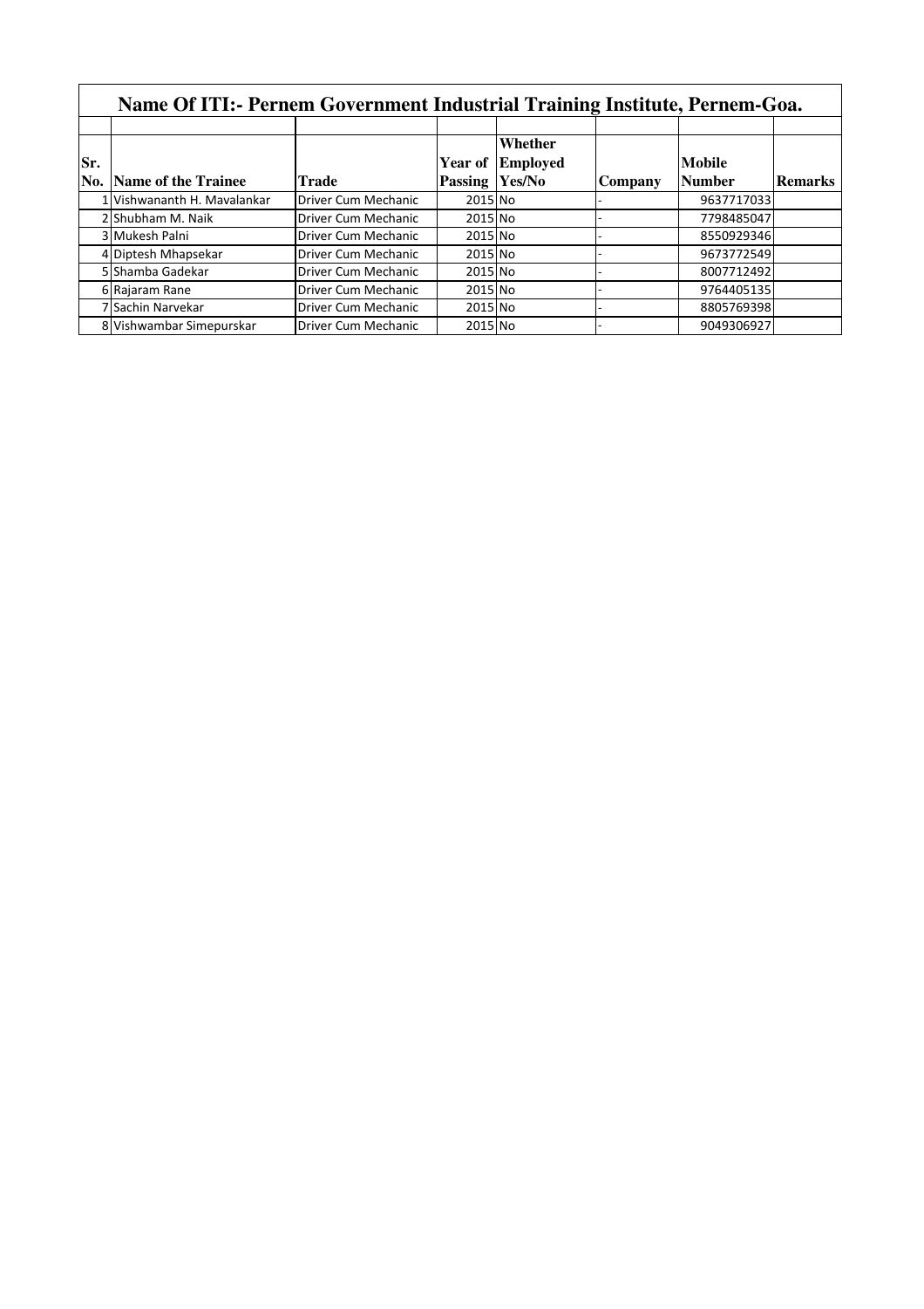# Name Of ITI:- Pernem Government Industrial Training Institute, Pernem-Goa.

| Sr. No. | Name of the Trainee | Trade | Year of Passing | Whether Employed Yes/No | Company | Mobile Number | Remarks |
|---|---|---|---|---|---|---|---|
| 1 | Vishwananth H. Mavalankar | Driver Cum Mechanic | 2015 | No | - | 9637717033 | |
| 2 | Shubham M. Naik | Driver Cum Mechanic | 2015 | No | - | 7798485047 | |
| 3 | Mukesh Palni | Driver Cum Mechanic | 2015 | No | - | 8550929346 | |
| 4 | Diptesh Mhapsekar | Driver Cum Mechanic | 2015 | No | - | 9673772549 | |
| 5 | Shamba Gadekar | Driver Cum Mechanic | 2015 | No | - | 8007712492 | |
| 6 | Rajaram Rane | Driver Cum Mechanic | 2015 | No | - | 9764405135 | |
| 7 | Sachin Narvekar | Driver Cum Mechanic | 2015 | No | - | 8805769398 | |
| 8 | Vishwambar Simepurskar | Driver Cum Mechanic | 2015 | No | - | 9049306927 | |